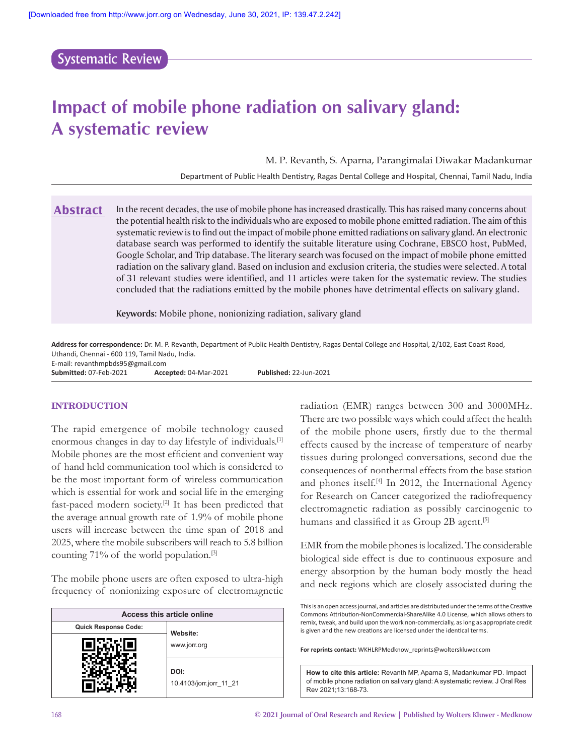Systematic Review

# Impact of mobile phone radiation on salivary gland: A systematic review

M. P. Revanth, S. Aparna, Parangimalai Diwakar Madankumar

Department of Public Health Dentistry, Ragas Dental College and Hospital, Chennai, Tamil Nadu, India

## Abstract

In the recent decades, the use of mobile phone has increased drastically. This has raised many concerns about the potential health risk to the individuals who are exposed to mobile phone emitted radiation. The aim of this systematic review is to find out the impact of mobile phone emitted radiations on salivary gland. An electronic database search was performed to identify the suitable literature using Cochrane, EBSCO host, PubMed, Google Scholar, and Trip database. The literary search was focused on the impact of mobile phone emitted radiation on the salivary gland. Based on inclusion and exclusion criteria, the studies were selected. A total of 31 relevant studies were identified, and 11 articles were taken for the systematic review. The studies concluded that the radiations emitted by the mobile phones have detrimental effects on salivary gland.

**Keywords:** Mobile phone, nonionizing radiation, salivary gland

**Address for correspondence:** Dr. M. P. Revanth, Department of Public Health Dentistry, Ragas Dental College and Hospital, 2/102, East Coast Road, Uthandi, Chennai - 600 119, Tamil Nadu, India.
E-mail: revanthmpbds95@gmail.com
**Submitted:** 07-Feb-2021 **Accepted:** 04-Mar-2021 **Published:** 22-Jun-2021

## INTRODUCTION

The rapid emergence of mobile technology caused enormous changes in day to day lifestyle of individuals.[1] Mobile phones are the most efficient and convenient way of hand held communication tool which is considered to be the most important form of wireless communication which is essential for work and social life in the emerging fast-paced modern society.[2] It has been predicted that the average annual growth rate of 1.9% of mobile phone users will increase between the time span of 2018 and 2025, where the mobile subscribers will reach to 5.8 billion counting 71% of the world population.[3]

The mobile phone users are often exposed to ultra-high frequency of nonionizing exposure of electromagnetic radiation (EMR) ranges between 300 and 3000MHz. There are two possible ways which could affect the health of the mobile phone users, firstly due to the thermal effects caused by the increase of temperature of nearby tissues during prolonged conversations, second due the consequences of nonthermal effects from the base station and phones itself.[4] In 2012, the International Agency for Research on Cancer categorized the radiofrequency electromagnetic radiation as possibly carcinogenic to humans and classified it as Group 2B agent.[5]

EMR from the mobile phones is localized. The considerable biological side effect is due to continuous exposure and energy absorption by the human body mostly the head and neck regions which are closely associated during the

| Access this article online | |
|---|---|
| Quick Response Code: | Website: www.jorr.org |
| | DOI: 10.4103/jorr.jorr_11_21 |

This is an open access journal, and articles are distributed under the terms of the Creative Commons Attribution-NonCommercial-ShareAlike 4.0 License, which allows others to remix, tweak, and build upon the work non-commercially, as long as appropriate credit is given and the new creations are licensed under the identical terms.

**For reprints contact:** WKHLRPMedknow_reprints@wolterskluwer.com

**How to cite this article:** Revanth MP, Aparna S, Madankumar PD. Impact of mobile phone radiation on salivary gland: A systematic review. J Oral Res Rev 2021;13:168-73.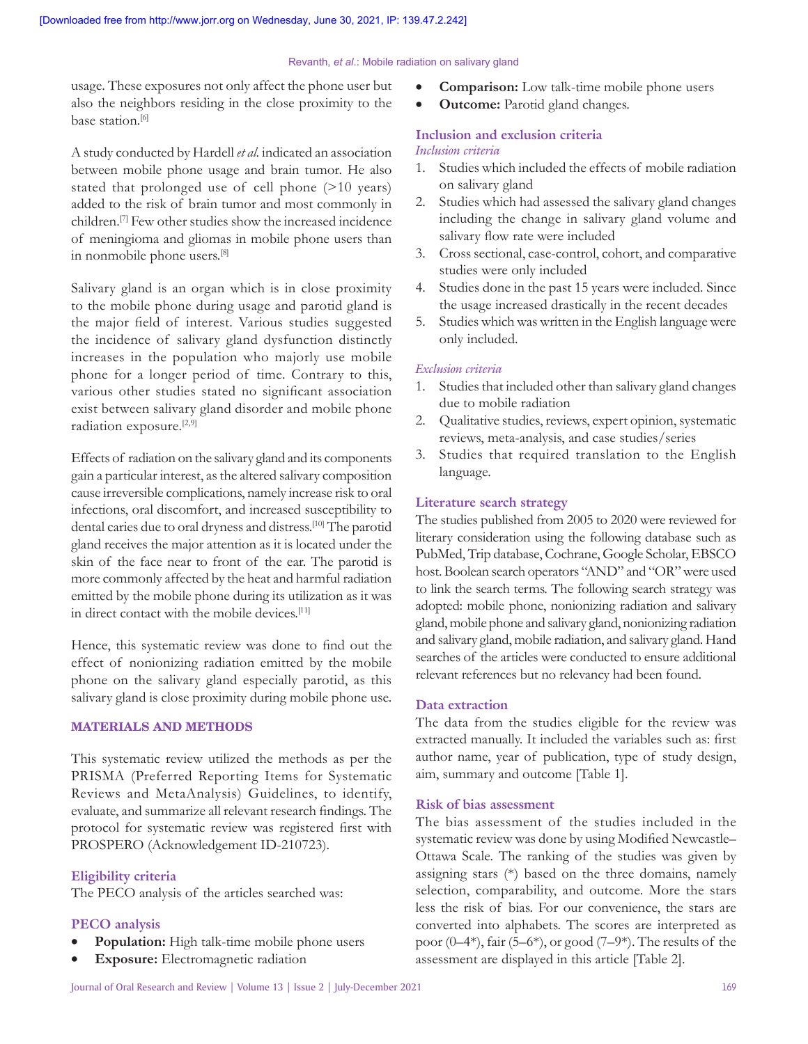usage. These exposures not only affect the phone user but also the neighbors residing in the close proximity to the base station.[6]

A study conducted by Hardell *et al.* indicated an association between mobile phone usage and brain tumor. He also stated that prolonged use of cell phone (>10 years) added to the risk of brain tumor and most commonly in children.[7] Few other studies show the increased incidence of meningioma and gliomas in mobile phone users than in nonmobile phone users.[8]

Salivary gland is an organ which is in close proximity to the mobile phone during usage and parotid gland is the major field of interest. Various studies suggested the incidence of salivary gland dysfunction distinctly increases in the population who majorly use mobile phone for a longer period of time. Contrary to this, various other studies stated no significant association exist between salivary gland disorder and mobile phone radiation exposure.[2,9]

Effects of radiation on the salivary gland and its components gain a particular interest, as the altered salivary composition cause irreversible complications, namely increase risk to oral infections, oral discomfort, and increased susceptibility to dental caries due to oral dryness and distress.[10] The parotid gland receives the major attention as it is located under the skin of the face near to front of the ear. The parotid is more commonly affected by the heat and harmful radiation emitted by the mobile phone during its utilization as it was in direct contact with the mobile devices.[11]

Hence, this systematic review was done to find out the effect of nonionizing radiation emitted by the mobile phone on the salivary gland especially parotid, as this salivary gland is close proximity during mobile phone use.

## MATERIALS AND METHODS

This systematic review utilized the methods as per the PRISMA (Preferred Reporting Items for Systematic Reviews and MetaAnalysis) Guidelines, to identify, evaluate, and summarize all relevant research findings. The protocol for systematic review was registered first with PROSPERO (Acknowledgement ID-210723).

### Eligibility criteria

The PECO analysis of the articles searched was:

### PECO analysis

- **Population:** High talk-time mobile phone users
- **Exposure:** Electromagnetic radiation
- **Comparison:** Low talk-time mobile phone users
- **Outcome:** Parotid gland changes.

### Inclusion and exclusion criteria

#### *Inclusion criteria*

1. Studies which included the effects of mobile radiation on salivary gland
2. Studies which had assessed the salivary gland changes including the change in salivary gland volume and salivary flow rate were included
3. Cross sectional, case-control, cohort, and comparative studies were only included
4. Studies done in the past 15 years were included. Since the usage increased drastically in the recent decades
5. Studies which was written in the English language were only included.

#### *Exclusion criteria*

1. Studies that included other than salivary gland changes due to mobile radiation
2. Qualitative studies, reviews, expert opinion, systematic reviews, meta-analysis, and case studies/series
3. Studies that required translation to the English language.

### Literature search strategy

The studies published from 2005 to 2020 were reviewed for literary consideration using the following database such as PubMed, Trip database, Cochrane, Google Scholar, EBSCO host. Boolean search operators "AND" and "OR" were used to link the search terms. The following search strategy was adopted: mobile phone, nonionizing radiation and salivary gland, mobile phone and salivary gland, nonionizing radiation and salivary gland, mobile radiation, and salivary gland. Hand searches of the articles were conducted to ensure additional relevant references but no relevancy had been found.

### Data extraction

The data from the studies eligible for the review was extracted manually. It included the variables such as: first author name, year of publication, type of study design, aim, summary and outcome [Table 1].

### Risk of bias assessment

The bias assessment of the studies included in the systematic review was done by using Modified Newcastle–Ottawa Scale. The ranking of the studies was given by assigning stars (*) based on the three domains, namely selection, comparability, and outcome. More the stars less the risk of bias. For our convenience, the stars are converted into alphabets. The scores are interpreted as poor (0–4*), fair (5–6*), or good (7–9*). The results of the assessment are displayed in this article [Table 2].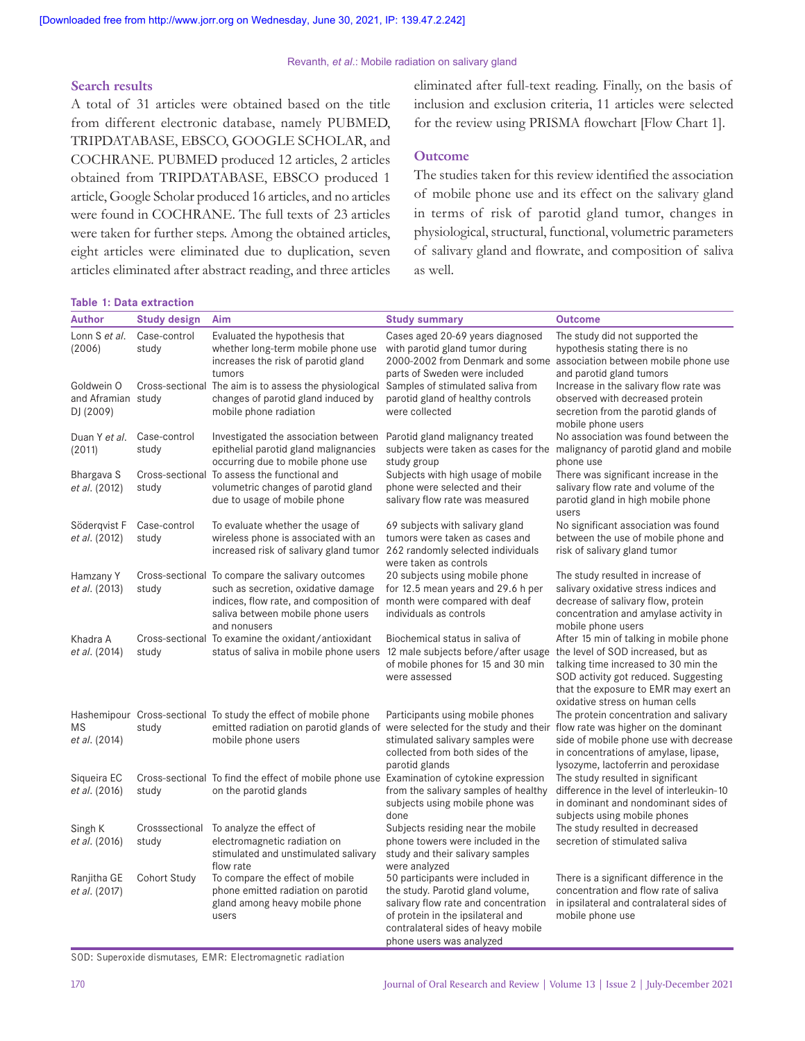### Search results

A total of 31 articles were obtained based on the title from different electronic database, namely PUBMED, TRIPDATABASE, EBSCO, GOOGLE SCHOLAR, and COCHRANE. PUBMED produced 12 articles, 2 articles obtained from TRIPDATABASE, EBSCO produced 1 article, Google Scholar produced 16 articles, and no articles were found in COCHRANE. The full texts of 23 articles were taken for further steps. Among the obtained articles, eight articles were eliminated due to duplication, seven articles eliminated after abstract reading, and three articles eliminated after full-text reading. Finally, on the basis of inclusion and exclusion criteria, 11 articles were selected for the review using PRISMA flowchart [Flow Chart 1].

### Outcome

The studies taken for this review identified the association of mobile phone use and its effect on the salivary gland in terms of risk of parotid gland tumor, changes in physiological, structural, functional, volumetric parameters of salivary gland and flowrate, and composition of saliva as well.

**Table 1: Data extraction**

| Author | Study design | Aim | Study summary | Outcome |
|---|---|---|---|---|
| Lonn S *et al*. (2006) | Case-control study | Evaluated the hypothesis that whether long-term mobile phone use increases the risk of parotid gland tumors | Cases aged 20-69 years diagnosed with parotid gland tumor during 2000-2002 from Denmark and some parts of Sweden were included | The study did not supported the hypothesis stating there is no association between mobile phone use and parotid gland tumors |
| Goldwein O and Aframian DJ (2009) | Cross-sectional study | The aim is to assess the physiological changes of parotid gland induced by mobile phone radiation | Samples of stimulated saliva from parotid gland of healthy controls were collected | Increase in the salivary flow rate was observed with decreased protein secretion from the parotid glands of mobile phone users |
| Duan Y *et al*. (2011) | Case-control study | Investigated the association between epithelial parotid gland malignancies occurring due to mobile phone use | Parotid gland malignancy treated subjects were taken as cases for the study group | No association was found between the malignancy of parotid gland and mobile phone use |
| Bhargava S *et al*. (2012) | Cross-sectional study | To assess the functional and volumetric changes of parotid gland due to usage of mobile phone | Subjects with high usage of mobile phone were selected and their salivary flow rate was measured | There was significant increase in the salivary flow rate and volume of the parotid gland in high mobile phone users |
| Söderqvist F *et al*. (2012) | Case-control study | To evaluate whether the usage of wireless phone is associated with an increased risk of salivary gland tumor | 69 subjects with salivary gland tumors were taken as cases and 262 randomly selected individuals were taken as controls | No significant association was found between the use of mobile phone and risk of salivary gland tumor |
| Hamzany Y *et al*. (2013) | Cross-sectional study | To compare the salivary outcomes such as secretion, oxidative damage indices, flow rate, and composition of saliva between mobile phone users and nonusers | 20 subjects using mobile phone for 12.5 mean years and 29.6 h per month were compared with deaf individuals as controls | The study resulted in increase of salivary oxidative stress indices and decrease of salivary flow, protein concentration and amylase activity in mobile phone users |
| Khadra A *et al*. (2014) | Cross-sectional study | To examine the oxidant/antioxidant status of saliva in mobile phone users | Biochemical status in saliva of 12 male subjects before/after usage of mobile phones for 15 and 30 min were assessed | After 15 min of talking in mobile phone the level of SOD increased, but as talking time increased to 30 min the SOD activity got reduced. Suggesting that the exposure to EMR may exert an oxidative stress on human cells |
| Hashemipour MS *et al*. (2014) | Cross-sectional study | To study the effect of mobile phone emitted radiation on parotid glands of mobile phone users | Participants using mobile phones were selected for the study and their stimulated salivary samples were collected from both sides of the parotid glands | The protein concentration and salivary flow rate was higher on the dominant side of mobile phone use with decrease in concentrations of amylase, lipase, lysozyme, lactoferrin and peroxidase |
| Siqueira EC *et al*. (2016) | Cross-sectional study | To find the effect of mobile phone use on the parotid glands | Examination of cytokine expression from the salivary samples of healthy subjects using mobile phone was done | The study resulted in significant difference in the level of interleukin-10 in dominant and nondominant sides of subjects using mobile phones |
| Singh K *et al*. (2016) | Crosssectional study | To analyze the effect of electromagnetic radiation on stimulated and unstimulated salivary flow rate | Subjects residing near the mobile phone towers were included in the study and their salivary samples were analyzed | The study resulted in decreased secretion of stimulated saliva |
| Ranjitha GE *et al*. (2017) | Cohort Study | To compare the effect of mobile phone emitted radiation on parotid gland among heavy mobile phone users | 50 participants were included in the study. Parotid gland volume, salivary flow rate and concentration of protein in the ipsilateral and contralateral sides of heavy mobile phone users was analyzed | There is a significant difference in the concentration and flow rate of saliva in ipsilateral and contralateral sides of mobile phone use |

SOD: Superoxide dismutases, EMR: Electromagnetic radiation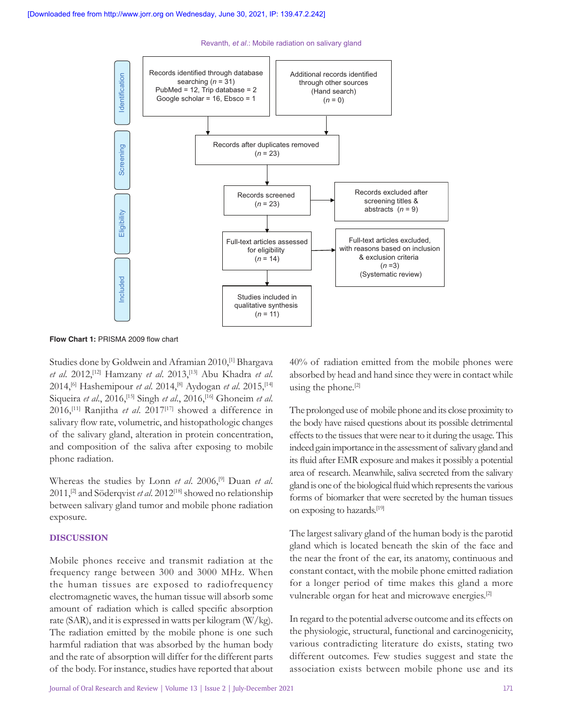Identification

Records identified through database searching ($n$ = 31)
PubMed = 12, Trip database = 2
Google scholar = 16, Ebsco = 1

Additional records identified through other sources (Hand search) ($n$ = 0)

Screening

Records after duplicates removed ($n$ = 23)

Records screened ($n$ = 23)

Records excluded after screening titles & abstracts ($n$ = 9)

Eligibility

Full-text articles assessed for eligibility ($n$ = 14)

Full-text articles excluded, with reasons based on inclusion & exclusion criteria ($n$ =3) (Systematic review)

Included

Studies included in qualitative synthesis ($n$ = 11)

**Flow Chart 1:** PRISMA 2009 flow chart

Studies done by Goldwein and Aframian 2010,[1] Bhargava *et al.* 2012,[12] Hamzany *et al.* 2013,[13] Abu Khadra *et al.* 2014,[6] Hashemipour *et al.* 2014,[8] Aydogan *et al.* 2015,[14] Siqueira *et al.*, 2016,[15] Singh *et al.*, 2016,[16] Ghoneim *et al.* 2016,[11] Ranjitha *et al.* 2017[17] showed a difference in salivary flow rate, volumetric, and histopathologic changes of the salivary gland, alteration in protein concentration, and composition of the saliva after exposing to mobile phone radiation.

Whereas the studies by Lonn *et al.* 2006,[9] Duan *et al.* 2011,[2] and Söderqvist *et al.* 2012[18] showed no relationship between salivary gland tumor and mobile phone radiation exposure.

## DISCUSSION

Mobile phones receive and transmit radiation at the frequency range between 300 and 3000 MHz. When the human tissues are exposed to radiofrequency electromagnetic waves, the human tissue will absorb some amount of radiation which is called specific absorption rate (SAR), and it is expressed in watts per kilogram (W/kg). The radiation emitted by the mobile phone is one such harmful radiation that was absorbed by the human body and the rate of absorption will differ for the different parts of the body. For instance, studies have reported that about 40% of radiation emitted from the mobile phones were absorbed by head and hand since they were in contact while using the phone.[2]

The prolonged use of mobile phone and its close proximity to the body have raised questions about its possible detrimental effects to the tissues that were near to it during the usage. This indeed gain importance in the assessment of salivary gland and its fluid after EMR exposure and makes it possibly a potential area of research. Meanwhile, saliva secreted from the salivary gland is one of the biological fluid which represents the various forms of biomarker that were secreted by the human tissues on exposing to hazards.[19]

The largest salivary gland of the human body is the parotid gland which is located beneath the skin of the face and the near the front of the ear, its anatomy, continuous and constant contact, with the mobile phone emitted radiation for a longer period of time makes this gland a more vulnerable organ for heat and microwave energies.[2]

In regard to the potential adverse outcome and its effects on the physiologic, structural, functional and carcinogenicity, various contradicting literature do exists, stating two different outcomes. Few studies suggest and state the association exists between mobile phone use and its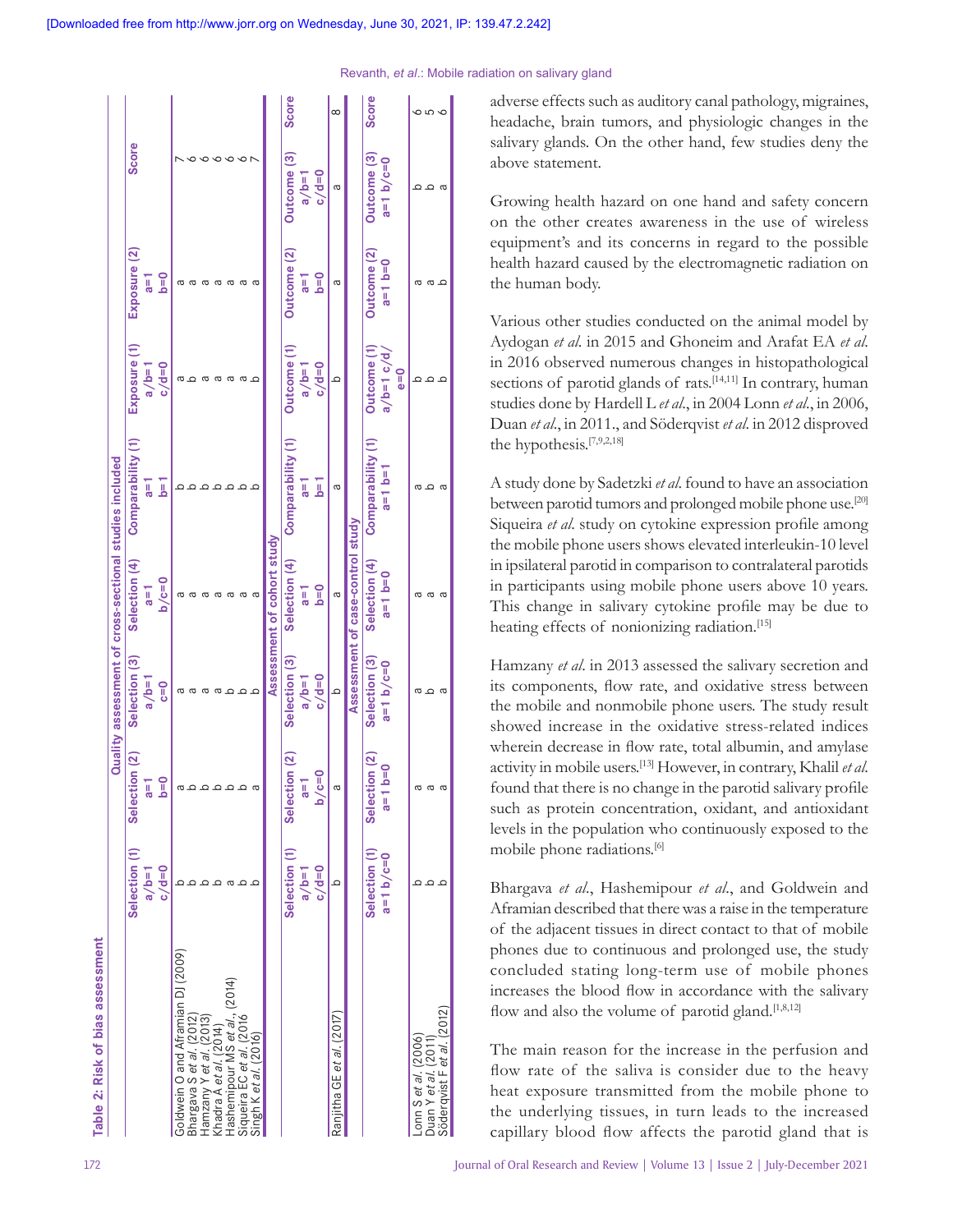**Table 2: Risk of bias assessment**

| Quality assessment of cross-sectional studies included | | | | | | | | |
|---|---|---|---|---|---|---|---|---|
| | Selection (1) a/b=1 c/d=0 | Selection (2) a=1 b=0 | Selection (3) a/b=1 c=0 | Selection (4) a=1 b/c=0 | Comparability (1) a=1 b=1 | Exposure (1) a/b=1 c/d=0 | Exposure (2) a=1 b=0 | Score |
| Goldwein O and Aframian DJ (2009) | b | a | a | a | b | a | a | 7 |
| Bhargava S *et al*. (2012) | b | b | a | a | b | b | a | 6 |
| Hamzany Y *et al*. (2013) | b | b | a | a | b | a | a | 6 |
| Khadra A *et al*. (2014) | a | b | a | a | b | a | a | 6 |
| Hashemipour MS *et al*., (2014) | a | b | b | a | b | a | a | 6 |
| Siqueira EC *et al*. (2016 | b | b | b | a | b | a | a | 6 |
| Singh K *et al*. (2016) | b | a | b | a | b | b | a | 7 |
| **Assessment of cohort study** | | | | | | | | |
| | Selection (1) a/b=1 c/d=0 | Selection (2) a=1 b/c=0 | Selection (3) a/b=1 c/d=0 | Selection (4) a=1 b=0 | Comparability (1) a=1 b=1 | Outcome (1) a/b=1 c/d=0 | Outcome (2) a=1 b=0 | Outcome (3) a/b=1 c/d=0 | Score |
| Ranjitha GE *et al*. (2017) | b | a | b | a | a | b | a | a | 8 |
| **Assessment of case-control study** | | | | | | | | |
| | Selection (1) a=1 b/c=0 | Selection (2) a=1 b=0 | Selection (3) a=1 b/c=0 | Selection (4) a=1 b=0 | Comparability (1) a=1 b=1 | Outcome (1) a/b=1 c/d/e=0 | Outcome (2) a=1 b=0 | Outcome (3) a=1 b/c=0 | Score |
| Lonn S *et al*. (2006) | b | a | a | a | a | b | a | b | 6 |
| Duan Y *et al*. (2011) | b | a | b | a | b | b | a | b | 5 |
| Söderqvist F *et al*. (2012) | b | a | a | a | a | b | b | a | 6 |

adverse effects such as auditory canal pathology, migraines, headache, brain tumors, and physiologic changes in the salivary glands. On the other hand, few studies deny the above statement.

Growing health hazard on one hand and safety concern on the other creates awareness in the use of wireless equipment's and its concerns in regard to the possible health hazard caused by the electromagnetic radiation on the human body.

Various other studies conducted on the animal model by Aydogan *et al*. in 2015 and Ghoneim and Arafat EA *et al*. in 2016 observed numerous changes in histopathological sections of parotid glands of rats.[14,11] In contrary, human studies done by Hardell L *et al*., in 2004 Lonn *et al*., in 2006, Duan *et al*., in 2011., and Söderqvist *et al*. in 2012 disproved the hypothesis.[7,9,2,18]

A study done by Sadetzki *et al*. found to have an association between parotid tumors and prolonged mobile phone use.[20] Siqueira *et al*. study on cytokine expression profile among the mobile phone users shows elevated interleukin-10 level in ipsilateral parotid in comparison to contralateral parotids in participants using mobile phone users above 10 years. This change in salivary cytokine profile may be due to heating effects of nonionizing radiation.[15]

Hamzany *et al*. in 2013 assessed the salivary secretion and its components, flow rate, and oxidative stress between the mobile and nonmobile phone users. The study result showed increase in the oxidative stress-related indices wherein decrease in flow rate, total albumin, and amylase activity in mobile users.[13] However, in contrary, Khalil *et al*. found that there is no change in the parotid salivary profile such as protein concentration, oxidant, and antioxidant levels in the population who continuously exposed to the mobile phone radiations.[6]

Bhargava *et al*., Hashemipour *et al*., and Goldwein and Aframian described that there was a raise in the temperature of the adjacent tissues in direct contact to that of mobile phones due to continuous and prolonged use, the study concluded stating long-term use of mobile phones increases the blood flow in accordance with the salivary flow and also the volume of parotid gland.[1,8,12]

The main reason for the increase in the perfusion and flow rate of the saliva is consider due to the heavy heat exposure transmitted from the mobile phone to the underlying tissues, in turn leads to the increased capillary blood flow affects the parotid gland that is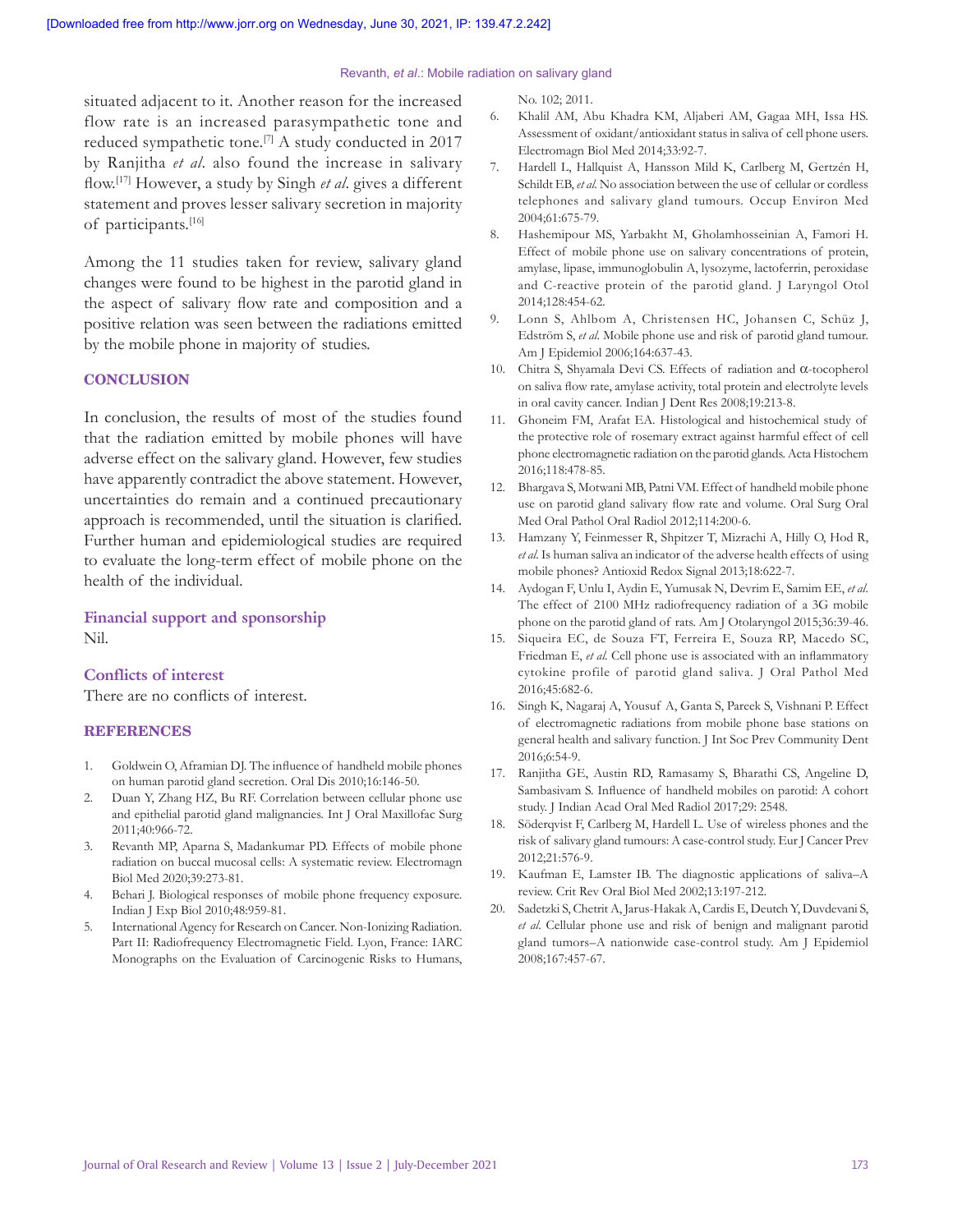situated adjacent to it. Another reason for the increased flow rate is an increased parasympathetic tone and reduced sympathetic tone.[7] A study conducted in 2017 by Ranjitha *et al*. also found the increase in salivary flow.[17] However, a study by Singh *et al*. gives a different statement and proves lesser salivary secretion in majority of participants.[16]

Among the 11 studies taken for review, salivary gland changes were found to be highest in the parotid gland in the aspect of salivary flow rate and composition and a positive relation was seen between the radiations emitted by the mobile phone in majority of studies.

## CONCLUSION

In conclusion, the results of most of the studies found that the radiation emitted by mobile phones will have adverse effect on the salivary gland. However, few studies have apparently contradict the above statement. However, uncertainties do remain and a continued precautionary approach is recommended, until the situation is clarified. Further human and epidemiological studies are required to evaluate the long-term effect of mobile phone on the health of the individual.

### Financial support and sponsorship

Nil.

### Conflicts of interest

There are no conflicts of interest.

## REFERENCES

1. Goldwein O, Aframian DJ. The influence of handheld mobile phones on human parotid gland secretion. Oral Dis 2010;16:146-50.
2. Duan Y, Zhang HZ, Bu RF. Correlation between cellular phone use and epithelial parotid gland malignancies. Int J Oral Maxillofac Surg 2011;40:966-72.
3. Revanth MP, Aparna S, Madankumar PD. Effects of mobile phone radiation on buccal mucosal cells: A systematic review. Electromagn Biol Med 2020;39:273-81.
4. Behari J. Biological responses of mobile phone frequency exposure. Indian J Exp Biol 2010;48:959-81.
5. International Agency for Research on Cancer. Non-Ionizing Radiation. Part II: Radiofrequency Electromagnetic Field. Lyon, France: IARC Monographs on the Evaluation of Carcinogenic Risks to Humans, No. 102; 2011.
6. Khalil AM, Abu Khadra KM, Aljaberi AM, Gagaa MH, Issa HS. Assessment of oxidant/antioxidant status in saliva of cell phone users. Electromagn Biol Med 2014;33:92-7.
7. Hardell L, Hallquist A, Hansson Mild K, Carlberg M, Gertzén H, Schildt EB, *et al*. No association between the use of cellular or cordless telephones and salivary gland tumours. Occup Environ Med 2004;61:675-79.
8. Hashemipour MS, Yarbakht M, Gholamhosseinian A, Famori H. Effect of mobile phone use on salivary concentrations of protein, amylase, lipase, immunoglobulin A, lysozyme, lactoferrin, peroxidase and C-reactive protein of the parotid gland. J Laryngol Otol 2014;128:454-62.
9. Lonn S, Ahlbom A, Christensen HC, Johansen C, Schüz J, Edström S, *et al*. Mobile phone use and risk of parotid gland tumour. Am J Epidemiol 2006;164:637-43.
10. Chitra S, Shyamala Devi CS. Effects of radiation and α-tocopherol on saliva flow rate, amylase activity, total protein and electrolyte levels in oral cavity cancer. Indian J Dent Res 2008;19:213-8.
11. Ghoneim FM, Arafat EA. Histological and histochemical study of the protective role of rosemary extract against harmful effect of cell phone electromagnetic radiation on the parotid glands. Acta Histochem 2016;118:478-85.
12. Bhargava S, Motwani MB, Patni VM. Effect of handheld mobile phone use on parotid gland salivary flow rate and volume. Oral Surg Oral Med Oral Pathol Oral Radiol 2012;114:200-6.
13. Hamzany Y, Feinmesser R, Shpitzer T, Mizrachi A, Hilly O, Hod R, *et al*. Is human saliva an indicator of the adverse health effects of using mobile phones? Antioxid Redox Signal 2013;18:622-7.
14. Aydogan F, Unlu I, Aydin E, Yumusak N, Devrim E, Samim EE, *et al*. The effect of 2100 MHz radiofrequency radiation of a 3G mobile phone on the parotid gland of rats. Am J Otolaryngol 2015;36:39-46.
15. Siqueira EC, de Souza FT, Ferreira E, Souza RP, Macedo SC, Friedman E, *et al*. Cell phone use is associated with an inflammatory cytokine profile of parotid gland saliva. J Oral Pathol Med 2016;45:682-6.
16. Singh K, Nagaraj A, Yousuf A, Ganta S, Pareek S, Vishnani P. Effect of electromagnetic radiations from mobile phone base stations on general health and salivary function. J Int Soc Prev Community Dent 2016;6:54-9.
17. Ranjitha GE, Austin RD, Ramasamy S, Bharathi CS, Angeline D, Sambasivam S. Influence of handheld mobiles on parotid: A cohort study. J Indian Acad Oral Med Radiol 2017;29: 2548.
18. Söderqvist F, Carlberg M, Hardell L. Use of wireless phones and the risk of salivary gland tumours: A case-control study. Eur J Cancer Prev 2012;21:576-9.
19. Kaufman E, Lamster IB. The diagnostic applications of saliva–A review. Crit Rev Oral Biol Med 2002;13:197-212.
20. Sadetzki S, Chetrit A, Jarus-Hakak A, Cardis E, Deutch Y, Duvdevani S, *et al*. Cellular phone use and risk of benign and malignant parotid gland tumors–A nationwide case-control study. Am J Epidemiol 2008;167:457-67.